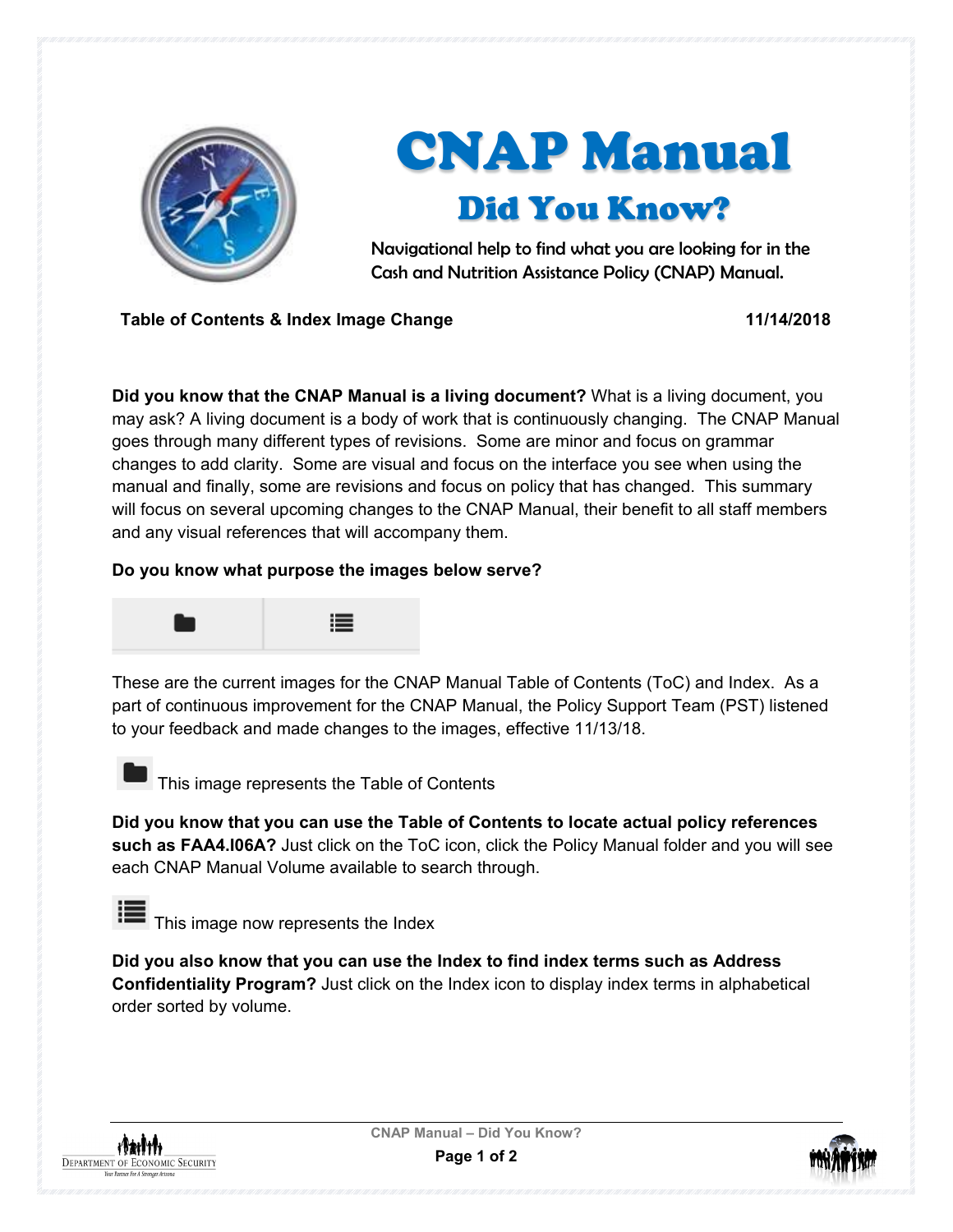# CNAP Manual

## Did You Know?

Navigational help to find what you are looking for in the Cash and Nutrition Assistance Policy (CNAP) Manual.

**Table of Contents & Index Image Change** **11/14/2018**

**Did you know that the CNAP Manual is a living document?** What is a living document, you may ask? A living document is a body of work that is continuously changing. The CNAP Manual goes through many different types of revisions. Some are minor and focus on grammar changes to add clarity. Some are visual and focus on the interface you see when using the manual and finally, some are revisions and focus on policy that has changed. This summary will focus on several upcoming changes to the CNAP Manual, their benefit to all staff members and any visual references that will accompany them.

**Do you know what purpose the images below serve?**

These are the current images for the CNAP Manual Table of Contents (ToC) and Index. As a part of continuous improvement for the CNAP Manual, the Policy Support Team (PST) listened to your feedback and made changes to the images, effective 11/13/18.

This image represents the Table of Contents

**Did you know that you can use the Table of Contents to locate actual policy references such as FAA4.I06A?** Just click on the ToC icon, click the Policy Manual folder and you will see each CNAP Manual Volume available to search through.

This image now represents the Index

**Did you also know that you can use the Index to find index terms such as Address Confidentiality Program?** Just click on the Index icon to display index terms in alphabetical order sorted by volume.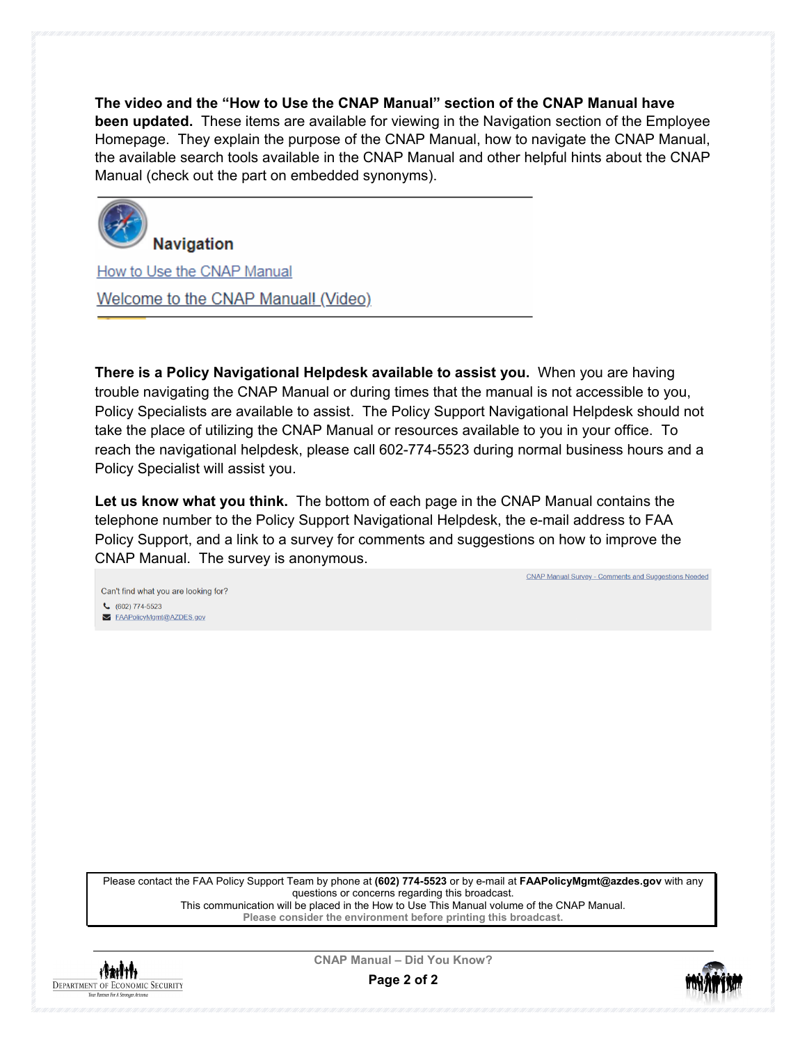**The video and the "How to Use the CNAP Manual" section of the CNAP Manual have been updated.** These items are available for viewing in the Navigation section of the Employee Homepage. They explain the purpose of the CNAP Manual, how to navigate the CNAP Manual, the available search tools available in the CNAP Manual and other helpful hints about the CNAP Manual (check out the part on embedded synonyms).

**Navigation**

How to Use the CNAP Manual

Welcome to the CNAP Manual! (Video)

**There is a Policy Navigational Helpdesk available to assist you.** When you are having trouble navigating the CNAP Manual or during times that the manual is not accessible to you, Policy Specialists are available to assist. The Policy Support Navigational Helpdesk should not take the place of utilizing the CNAP Manual or resources available to you in your office. To reach the navigational helpdesk, please call 602-774-5523 during normal business hours and a Policy Specialist will assist you.

**Let us know what you think.** The bottom of each page in the CNAP Manual contains the telephone number to the Policy Support Navigational Helpdesk, the e-mail address to FAA Policy Support, and a link to a survey for comments and suggestions on how to improve the CNAP Manual. The survey is anonymous.

CNAP Manual Survey - Comments and Suggestions Needed

Can't find what you are looking for?

(602) 774-5523

FAAPolicyMgmt@AZDES.gov

Please contact the FAA Policy Support Team by phone at **(602) 774-5523** or by e-mail at **FAAPolicyMgmt@azdes.gov** with any questions or concerns regarding this broadcast.
This communication will be placed in the How to Use This Manual volume of the CNAP Manual.
**Please consider the environment before printing this broadcast.**